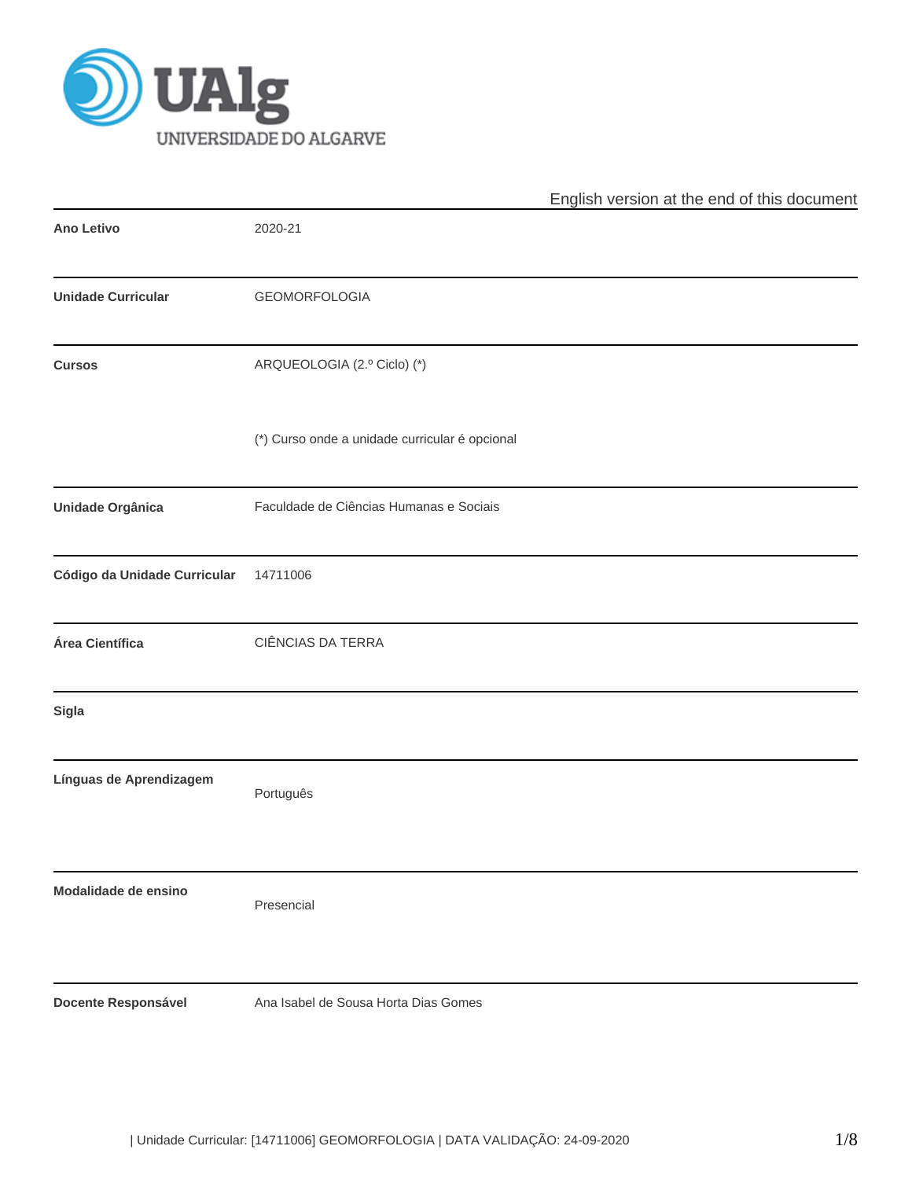English version at the end of this document

| | |
|---|---|
| **Ano Letivo** | 2020-21 |
| **Unidade Curricular** | GEOMORFOLOGIA |
| **Cursos** | ARQUEOLOGIA (2.º Ciclo) (*)<br><br>(*) Curso onde a unidade curricular é opcional |
| **Unidade Orgânica** | Faculdade de Ciências Humanas e Sociais |
| **Código da Unidade Curricular** | 14711006 |
| **Área Científica** | CIÊNCIAS DA TERRA |
| **Sigla** | |
| **Línguas de Aprendizagem** | Português |
| **Modalidade de ensino** | Presencial |
| **Docente Responsável** | Ana Isabel de Sousa Horta Dias Gomes |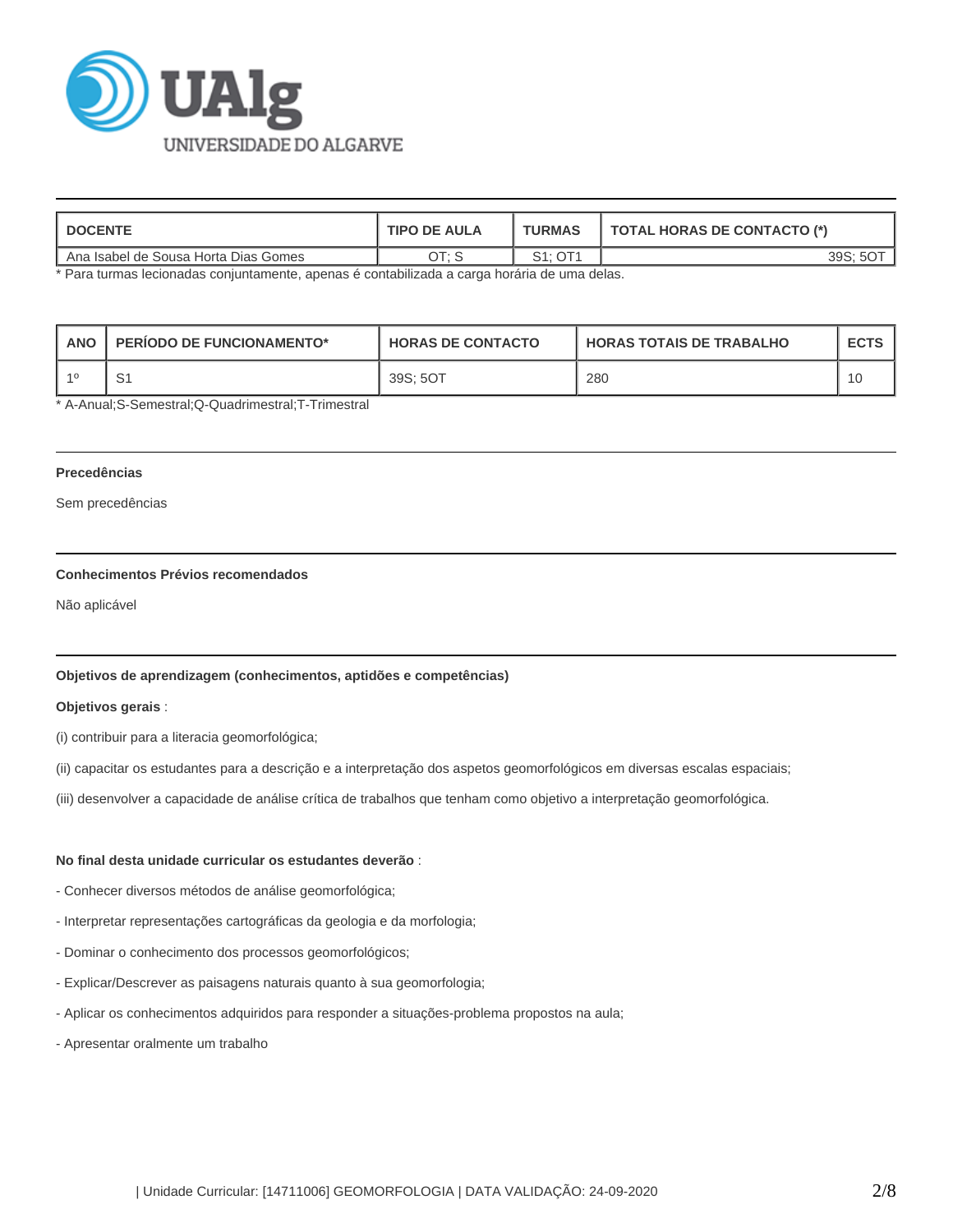| DOCENTE | TIPO DE AULA | TURMAS | TOTAL HORAS DE CONTACTO (*) |
|---|---|---|---|
| Ana Isabel de Sousa Horta Dias Gomes | OT; S | S1; OT1 | 39S; 5OT |

* Para turmas lecionadas conjuntamente, apenas é contabilizada a carga horária de uma delas.

| ANO | PERÍODO DE FUNCIONAMENTO* | HORAS DE CONTACTO | HORAS TOTAIS DE TRABALHO | ECTS |
|---|---|---|---|---|
| 1º | S1 | 39S; 5OT | 280 | 10 |

* A-Anual;S-Semestral;Q-Quadrimestral;T-Trimestral

### Precedências

Sem precedências

### Conhecimentos Prévios recomendados

Não aplicável

### Objetivos de aprendizagem (conhecimentos, aptidões e competências)

**Objetivos gerais** :

(i) contribuir para a literacia geomorfológica;

(ii) capacitar os estudantes para a descrição e a interpretação dos aspetos geomorfológicos em diversas escalas espaciais;

(iii) desenvolver a capacidade de análise crítica de trabalhos que tenham como objetivo a interpretação geomorfológica.

**No final desta unidade curricular os estudantes deverão** :

- Conhecer diversos métodos de análise geomorfológica;
- Interpretar representações cartográficas da geologia e da morfologia;
- Dominar o conhecimento dos processos geomorfológicos;
- Explicar/Descrever as paisagens naturais quanto à sua geomorfologia;
- Aplicar os conhecimentos adquiridos para responder a situações-problema propostos na aula;
- Apresentar oralmente um trabalho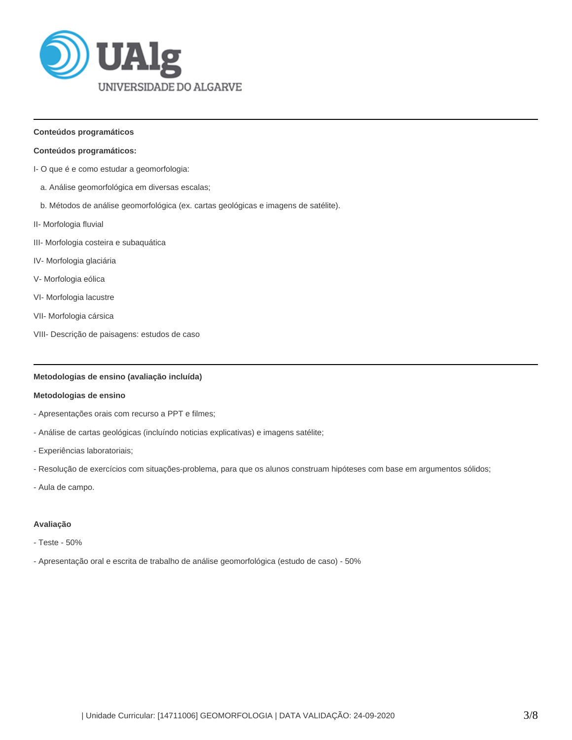## Conteúdos programáticos

### Conteúdos programáticos:

I- O que é e como estudar a geomorfologia:

a. Análise geomorfológica em diversas escalas;

b. Métodos de análise geomorfológica (ex. cartas geológicas e imagens de satélite).

II- Morfologia fluvial

III- Morfologia costeira e subaquática

IV- Morfologia glaciária

V- Morfologia eólica

VI- Morfologia lacustre

VII- Morfologia cársica

VIII- Descrição de paisagens: estudos de caso

## Metodologias de ensino (avaliação incluída)

### Metodologias de ensino

- Apresentações orais com recurso a PPT e filmes;
- Análise de cartas geológicas (incluíndo noticias explicativas) e imagens satélite;
- Experiências laboratoriais;
- Resolução de exercícios com situações-problema, para que os alunos construam hipóteses com base em argumentos sólidos;
- Aula de campo.

### Avaliação

- Teste - 50%
- Apresentação oral e escrita de trabalho de análise geomorfológica (estudo de caso) - 50%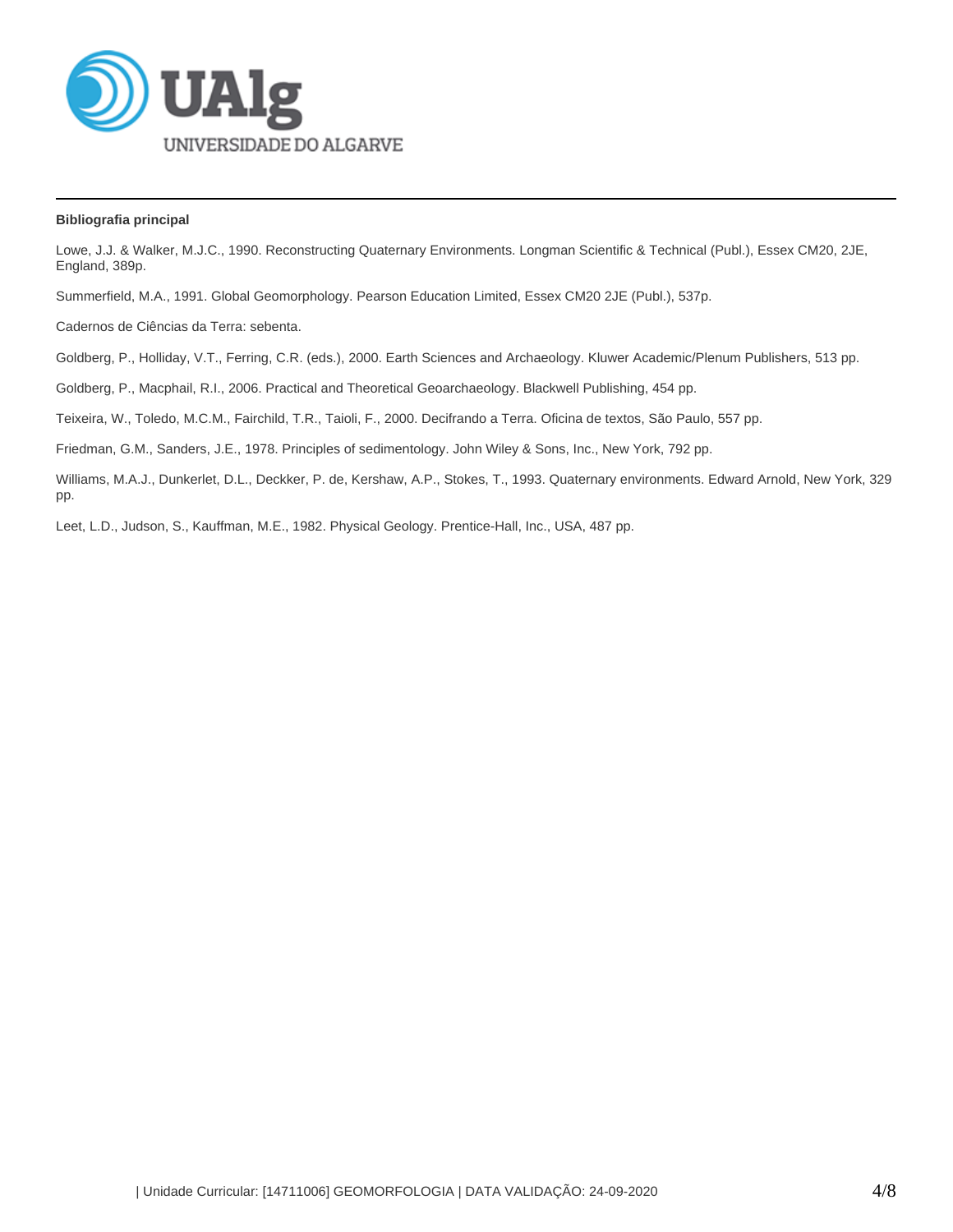**Bibliografia principal**

Lowe, J.J. & Walker, M.J.C., 1990. Reconstructing Quaternary Environments. Longman Scientific & Technical (Publ.), Essex CM20, 2JE, England, 389p.

Summerfield, M.A., 1991. Global Geomorphology. Pearson Education Limited, Essex CM20 2JE (Publ.), 537p.

Cadernos de Ciências da Terra: sebenta.

Goldberg, P., Holliday, V.T., Ferring, C.R. (eds.), 2000. Earth Sciences and Archaeology. Kluwer Academic/Plenum Publishers, 513 pp.

Goldberg, P., Macphail, R.I., 2006. Practical and Theoretical Geoarchaeology. Blackwell Publishing, 454 pp.

Teixeira, W., Toledo, M.C.M., Fairchild, T.R., Taioli, F., 2000. Decifrando a Terra. Oficina de textos, São Paulo, 557 pp.

Friedman, G.M., Sanders, J.E., 1978. Principles of sedimentology. John Wiley & Sons, Inc., New York, 792 pp.

Williams, M.A.J., Dunkerlet, D.L., Deckker, P. de, Kershaw, A.P., Stokes, T., 1993. Quaternary environments. Edward Arnold, New York, 329 pp.

Leet, L.D., Judson, S., Kauffman, M.E., 1982. Physical Geology. Prentice-Hall, Inc., USA, 487 pp.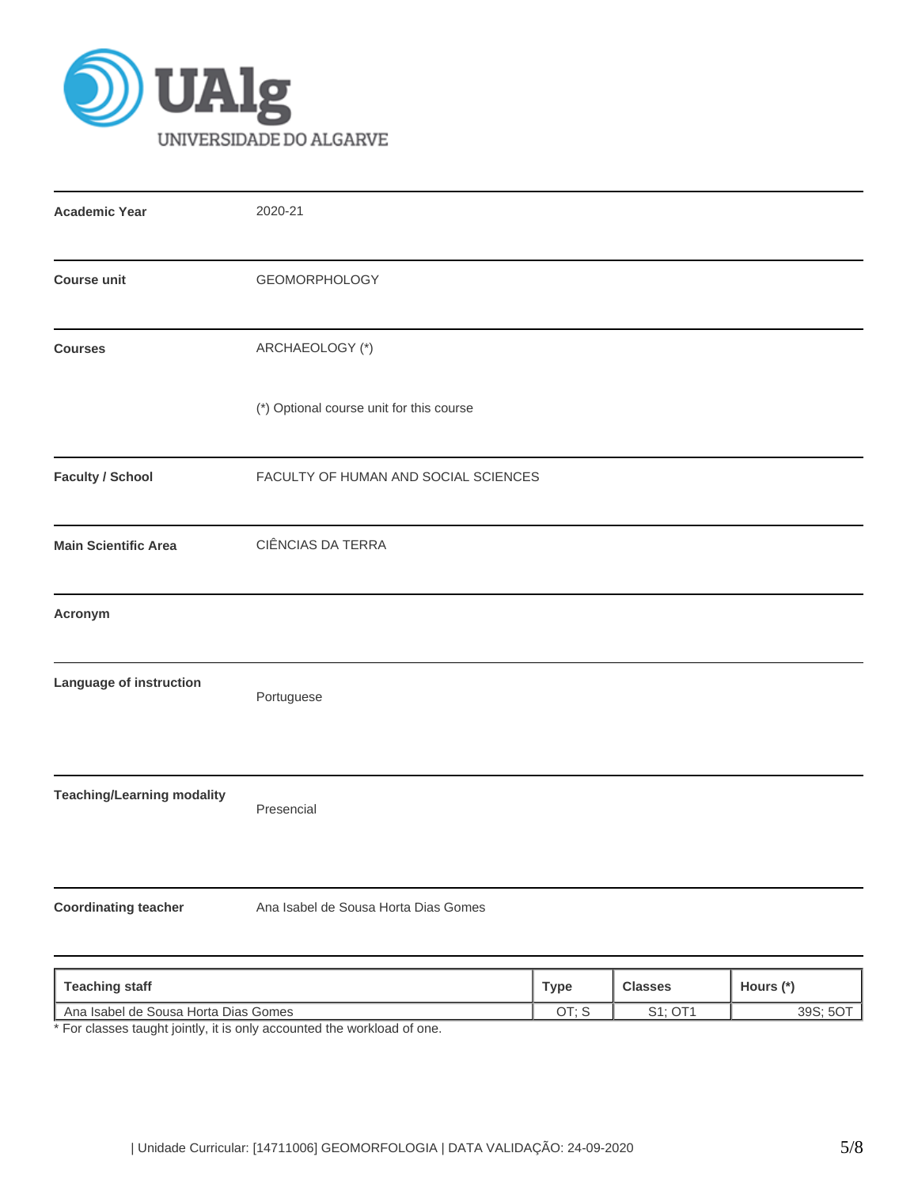| | |
|---|---|
| **Academic Year** | 2020-21 |
| **Course unit** | GEOMORPHOLOGY |
| **Courses** | ARCHAEOLOGY (*)<br><br>(*) Optional course unit for this course |
| **Faculty / School** | FACULTY OF HUMAN AND SOCIAL SCIENCES |
| **Main Scientific Area** | CIÊNCIAS DA TERRA |
| **Acronym** | |
| **Language of instruction** | Portuguese |
| **Teaching/Learning modality** | Presencial |
| **Coordinating teacher** | Ana Isabel de Sousa Horta Dias Gomes |

| Teaching staff | Type | Classes | Hours (*) |
|---|---|---|---|
| Ana Isabel de Sousa Horta Dias Gomes | OT; S | S1; OT1 | 39S; 5OT |

* For classes taught jointly, it is only accounted the workload of one.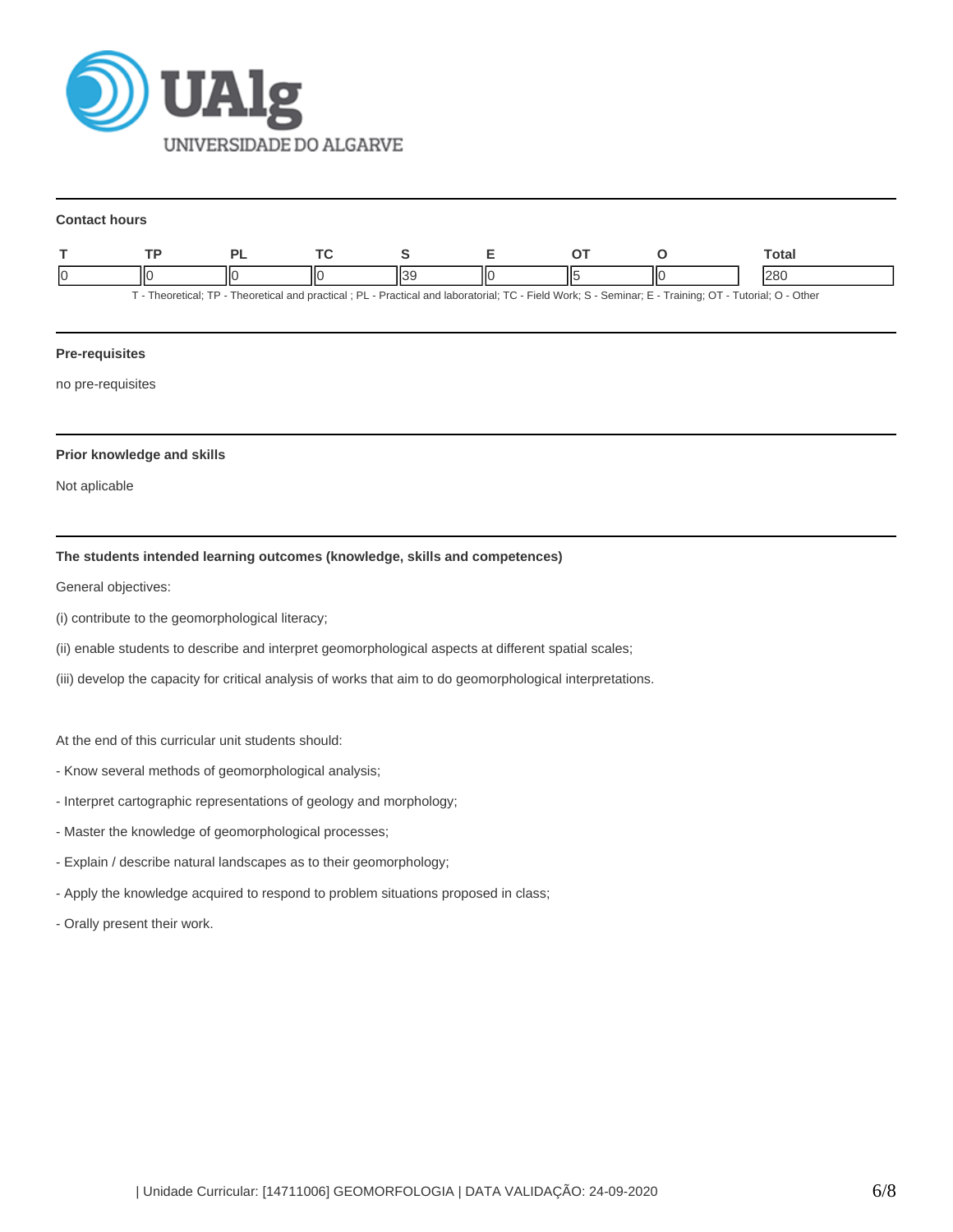## Contact hours

| T | TP | PL | TC | S | E | OT | O | Total |
|---|---|---|---|---|---|---|---|---|
| 0 | 0 | 0 | 0 | 39 | 0 | 5 | 0 | 280 |

T - Theoretical; TP - Theoretical and practical ; PL - Practical and laboratorial; TC - Field Work; S - Seminar; E - Training; OT - Tutorial; O - Other

## Pre-requisites

no pre-requisites

## Prior knowledge and skills

Not aplicable

## The students intended learning outcomes (knowledge, skills and competences)

General objectives:

(i) contribute to the geomorphological literacy;

(ii) enable students to describe and interpret geomorphological aspects at different spatial scales;

(iii) develop the capacity for critical analysis of works that aim to do geomorphological interpretations.

At the end of this curricular unit students should:

- Know several methods of geomorphological analysis;
- Interpret cartographic representations of geology and morphology;
- Master the knowledge of geomorphological processes;
- Explain / describe natural landscapes as to their geomorphology;
- Apply the knowledge acquired to respond to problem situations proposed in class;
- Orally present their work.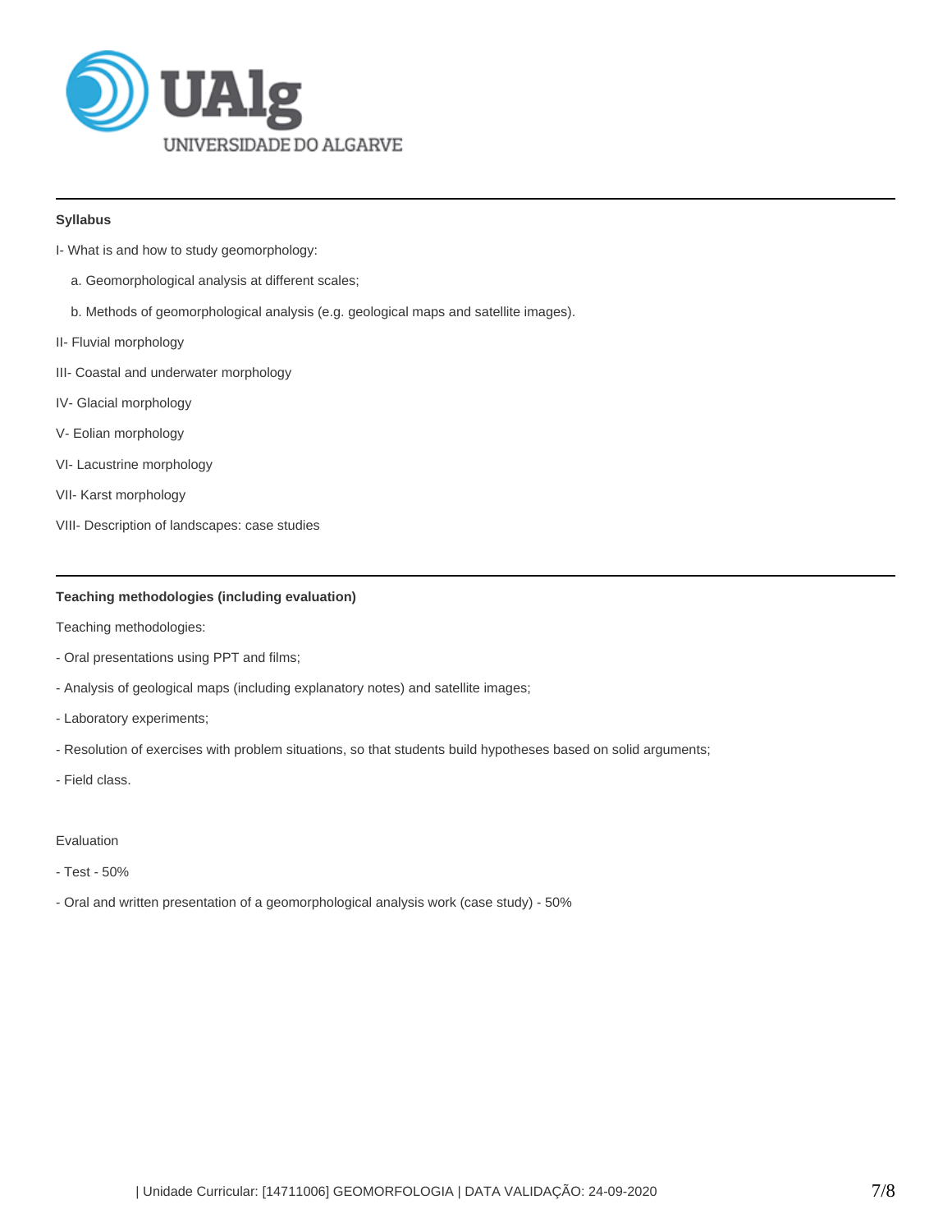### Syllabus

I- What is and how to study geomorphology:

a. Geomorphological analysis at different scales;

b. Methods of geomorphological analysis (e.g. geological maps and satellite images).

II- Fluvial morphology

III- Coastal and underwater morphology

IV- Glacial morphology

V- Eolian morphology

VI- Lacustrine morphology

VII- Karst morphology

VIII- Description of landscapes: case studies

### Teaching methodologies (including evaluation)

Teaching methodologies:

- Oral presentations using PPT and films;
- Analysis of geological maps (including explanatory notes) and satellite images;
- Laboratory experiments;
- Resolution of exercises with problem situations, so that students build hypotheses based on solid arguments;
- Field class.

Evaluation

- Test - 50%
- Oral and written presentation of a geomorphological analysis work (case study) - 50%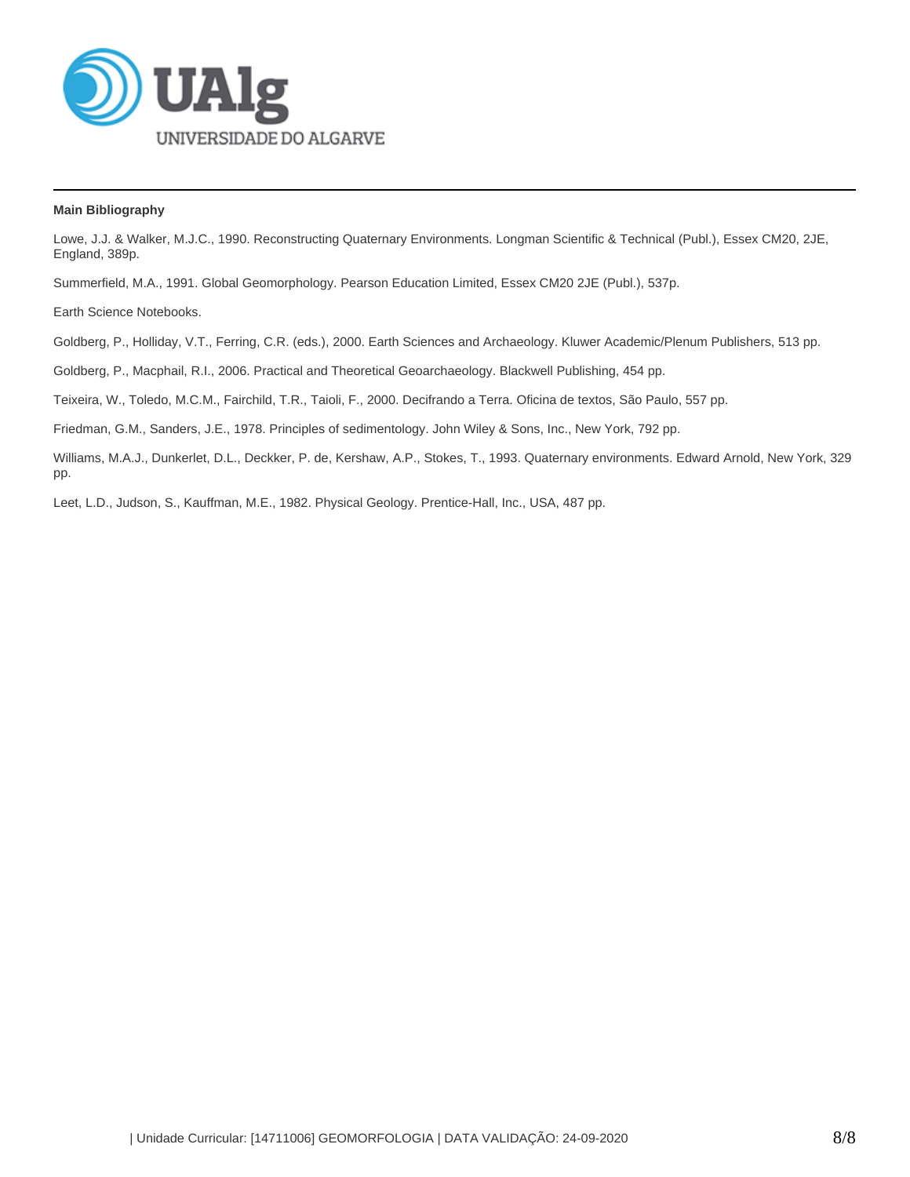**Main Bibliography**

Lowe, J.J. & Walker, M.J.C., 1990. Reconstructing Quaternary Environments. Longman Scientific & Technical (Publ.), Essex CM20, 2JE, England, 389p.

Summerfield, M.A., 1991. Global Geomorphology. Pearson Education Limited, Essex CM20 2JE (Publ.), 537p.

Earth Science Notebooks.

Goldberg, P., Holliday, V.T., Ferring, C.R. (eds.), 2000. Earth Sciences and Archaeology. Kluwer Academic/Plenum Publishers, 513 pp.

Goldberg, P., Macphail, R.I., 2006. Practical and Theoretical Geoarchaeology. Blackwell Publishing, 454 pp.

Teixeira, W., Toledo, M.C.M., Fairchild, T.R., Taioli, F., 2000. Decifrando a Terra. Oficina de textos, São Paulo, 557 pp.

Friedman, G.M., Sanders, J.E., 1978. Principles of sedimentology. John Wiley & Sons, Inc., New York, 792 pp.

Williams, M.A.J., Dunkerlet, D.L., Deckker, P. de, Kershaw, A.P., Stokes, T., 1993. Quaternary environments. Edward Arnold, New York, 329 pp.

Leet, L.D., Judson, S., Kauffman, M.E., 1982. Physical Geology. Prentice-Hall, Inc., USA, 487 pp.